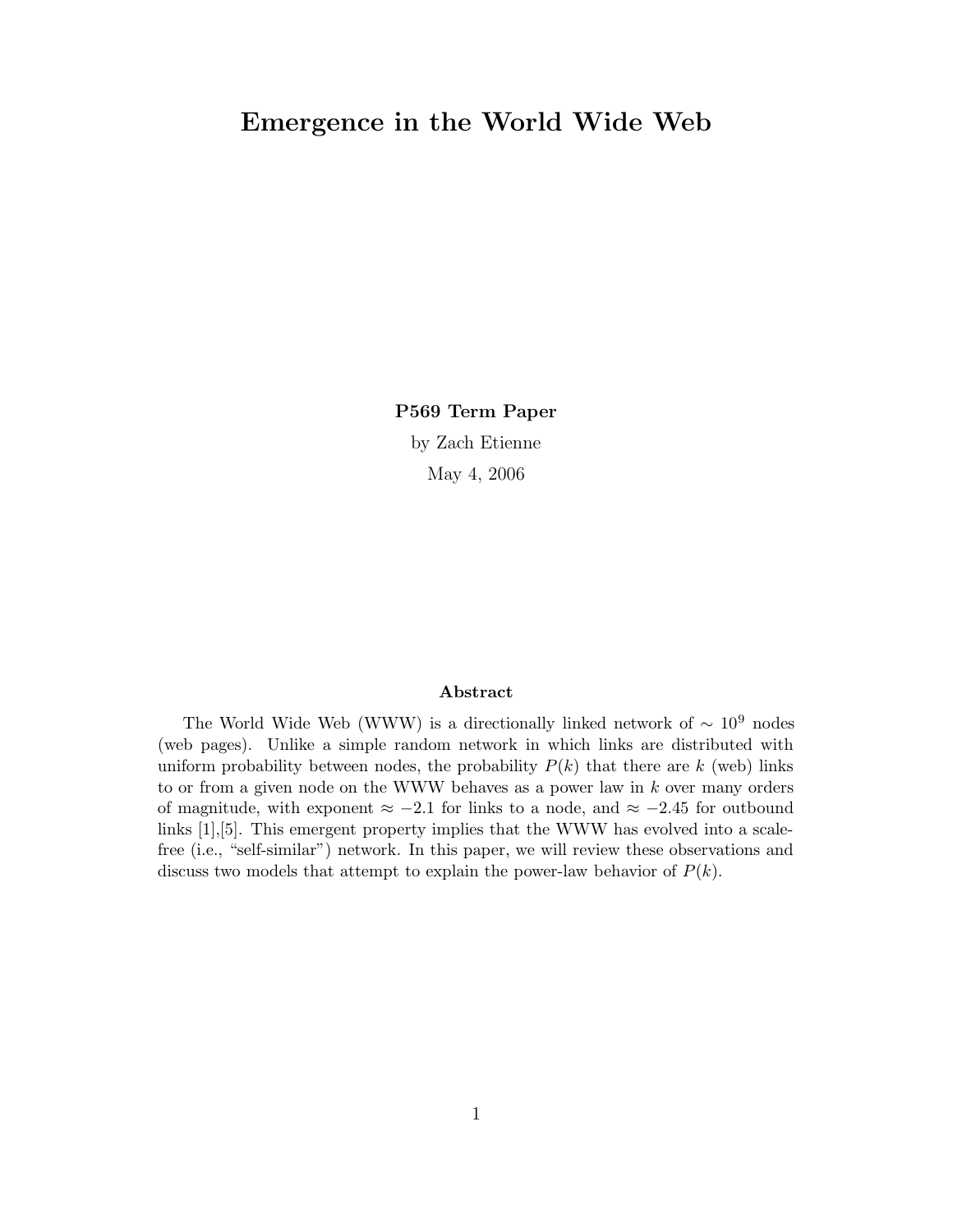# Emergence in the World Wide Web

**P569 Term Paper**

by Zach Etienne

May 4, 2006

### Abstract

The World Wide Web (WWW) is a directionally linked network of $\sim 10^9$ nodes (web pages). Unlike a simple random network in which links are distributed with uniform probability between nodes, the probability $P(k)$ that there are $k$ (web) links to or from a given node on the WWW behaves as a power law in $k$ over many orders of magnitude, with exponent $\approx -2.1$ for links to a node, and $\approx -2.45$ for outbound links [1],[5]. This emergent property implies that the WWW has evolved into a scale-free (i.e., "self-similar") network. In this paper, we will review these observations and discuss two models that attempt to explain the power-law behavior of $P(k)$.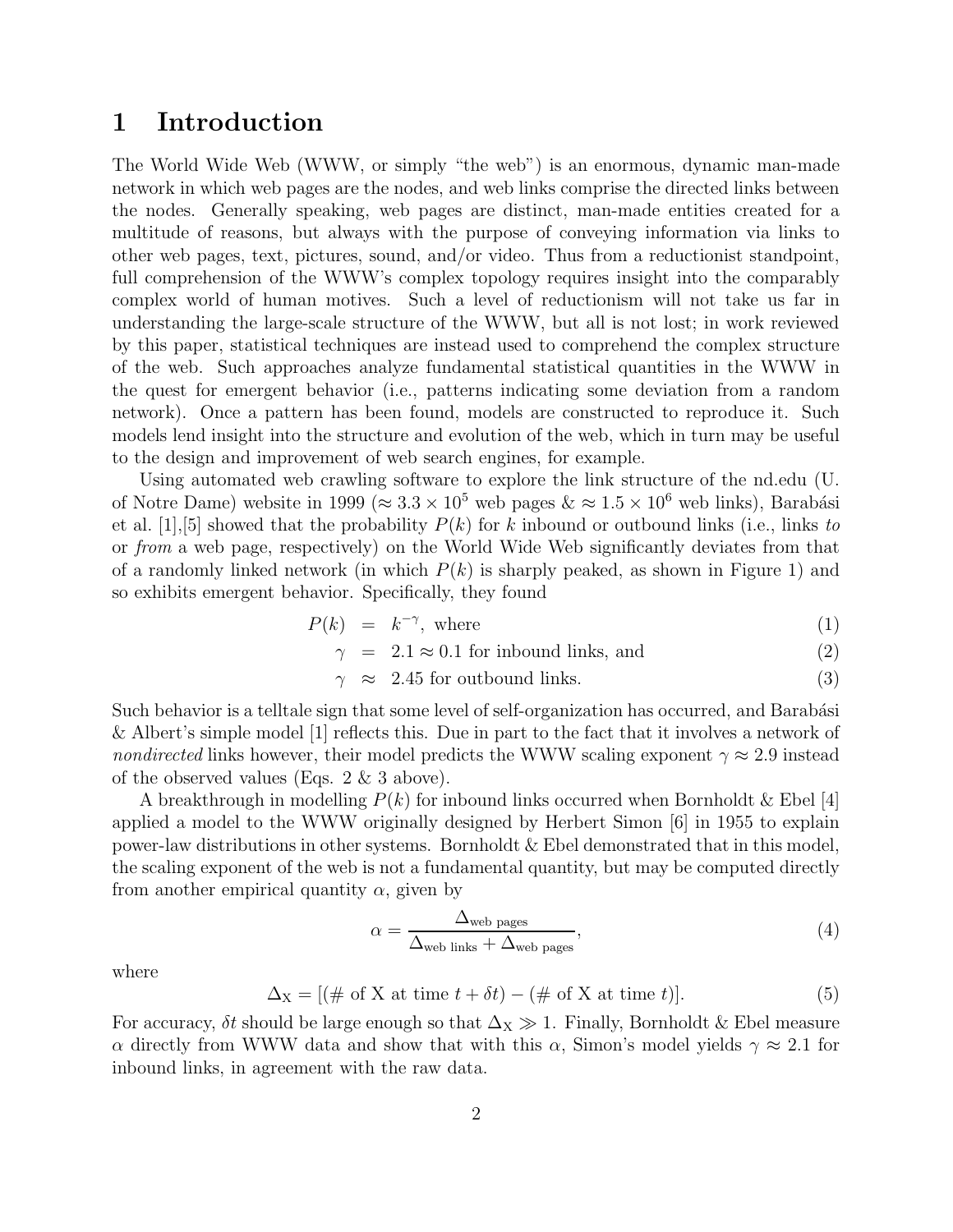# 1 Introduction

The World Wide Web (WWW, or simply "the web") is an enormous, dynamic man-made network in which web pages are the nodes, and web links comprise the directed links between the nodes. Generally speaking, web pages are distinct, man-made entities created for a multitude of reasons, but always with the purpose of conveying information via links to other web pages, text, pictures, sound, and/or video. Thus from a reductionist standpoint, full comprehension of the WWW's complex topology requires insight into the comparably complex world of human motives. Such a level of reductionism will not take us far in understanding the large-scale structure of the WWW, but all is not lost; in work reviewed by this paper, statistical techniques are instead used to comprehend the complex structure of the web. Such approaches analyze fundamental statistical quantities in the WWW in the quest for emergent behavior (i.e., patterns indicating some deviation from a random network). Once a pattern has been found, models are constructed to reproduce it. Such models lend insight into the structure and evolution of the web, which in turn may be useful to the design and improvement of web search engines, for example.

Using automated web crawling software to explore the link structure of the nd.edu (U. of Notre Dame) website in 1999 ($\approx 3.3 \times 10^5$ web pages & $\approx 1.5 \times 10^6$ web links), Barabási et al. [1],[5] showed that the probability $P(k)$ for $k$ inbound or outbound links (i.e., links *to* or *from* a web page, respectively) on the World Wide Web significantly deviates from that of a randomly linked network (in which $P(k)$ is sharply peaked, as shown in Figure 1) and so exhibits emergent behavior. Specifically, they found

$$
\begin{aligned}
P(k) &= k^{-\gamma}, \text{ where} && (1)\\
\gamma &= 2.1 \approx 0.1 \text{ for inbound links, and} && (2)\\
\gamma &\approx 2.45 \text{ for outbound links.} && (3)
\end{aligned}
$$

Such behavior is a telltale sign that some level of self-organization has occurred, and Barabási & Albert's simple model [1] reflects this. Due in part to the fact that it involves a network of *nondirected* links however, their model predicts the WWW scaling exponent $\gamma \approx 2.9$ instead of the observed values (Eqs. 2 & 3 above).

A breakthrough in modelling $P(k)$ for inbound links occurred when Bornholdt & Ebel [4] applied a model to the WWW originally designed by Herbert Simon [6] in 1955 to explain power-law distributions in other systems. Bornholdt & Ebel demonstrated that in this model, the scaling exponent of the web is not a fundamental quantity, but may be computed directly from another empirical quantity $\alpha$, given by

$$
\alpha = \frac{\Delta_{\text{web pages}}}{\Delta_{\text{web links}} + \Delta_{\text{web pages}}}, \tag{4}
$$

where

$$
\Delta_{\text{X}} = [(\text{\# of X at time } t + \delta t) - (\text{\# of X at time } t)]. \tag{5}
$$

For accuracy, $\delta t$ should be large enough so that $\Delta_{\text{X}} \gg 1$. Finally, Bornholdt & Ebel measure $\alpha$ directly from WWW data and show that with this $\alpha$, Simon's model yields $\gamma \approx 2.1$ for inbound links, in agreement with the raw data.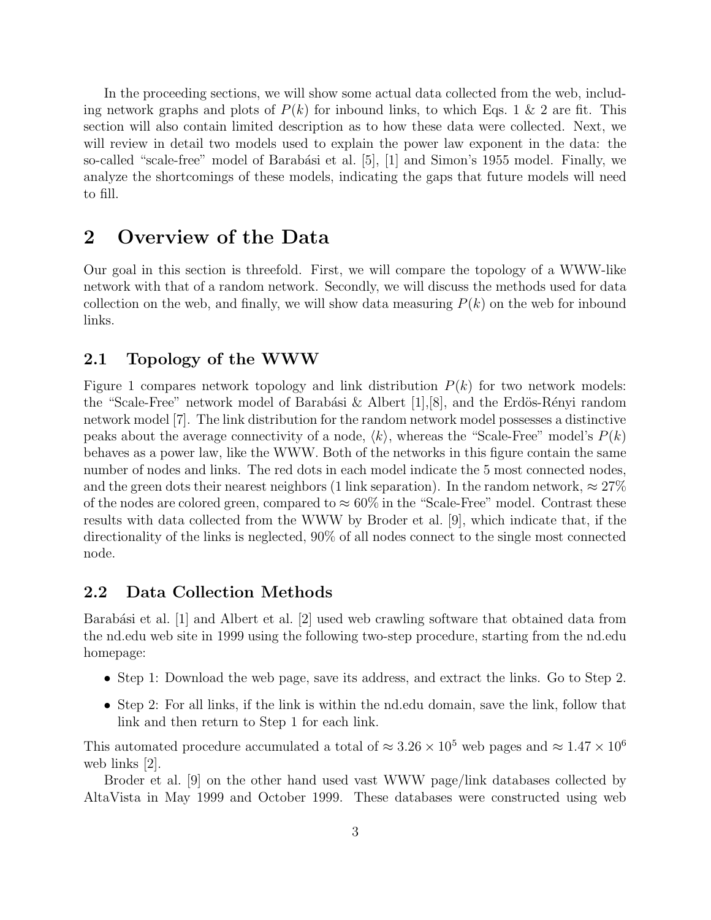In the proceeding sections, we will show some actual data collected from the web, including network graphs and plots of $P(k)$ for inbound links, to which Eqs. 1 & 2 are fit. This section will also contain limited description as to how these data were collected. Next, we will review in detail two models used to explain the power law exponent in the data: the so-called "scale-free" model of Barabási et al. [5], [1] and Simon's 1955 model. Finally, we analyze the shortcomings of these models, indicating the gaps that future models will need to fill.

## 2 Overview of the Data

Our goal in this section is threefold. First, we will compare the topology of a WWW-like network with that of a random network. Secondly, we will discuss the methods used for data collection on the web, and finally, we will show data measuring $P(k)$ on the web for inbound links.

### 2.1 Topology of the WWW

Figure 1 compares network topology and link distribution $P(k)$ for two network models: the "Scale-Free" network model of Barabási & Albert [1],[8], and the Erdös-Rényi random network model [7]. The link distribution for the random network model possesses a distinctive peaks about the average connectivity of a node, $\langle k \rangle$, whereas the "Scale-Free" model's $P(k)$ behaves as a power law, like the WWW. Both of the networks in this figure contain the same number of nodes and links. The red dots in each model indicate the 5 most connected nodes, and the green dots their nearest neighbors (1 link separation). In the random network, $\approx 27\%$ of the nodes are colored green, compared to $\approx 60\%$ in the "Scale-Free" model. Contrast these results with data collected from the WWW by Broder et al. [9], which indicate that, if the directionality of the links is neglected, 90% of all nodes connect to the single most connected node.

### 2.2 Data Collection Methods

Barabási et al. [1] and Albert et al. [2] used web crawling software that obtained data from the nd.edu web site in 1999 using the following two-step procedure, starting from the nd.edu homepage:

- Step 1: Download the web page, save its address, and extract the links. Go to Step 2.
- Step 2: For all links, if the link is within the nd.edu domain, save the link, follow that link and then return to Step 1 for each link.

This automated procedure accumulated a total of $\approx 3.26 \times 10^5$ web pages and $\approx 1.47 \times 10^6$ web links [2].

Broder et al. [9] on the other hand used vast WWW page/link databases collected by AltaVista in May 1999 and October 1999. These databases were constructed using web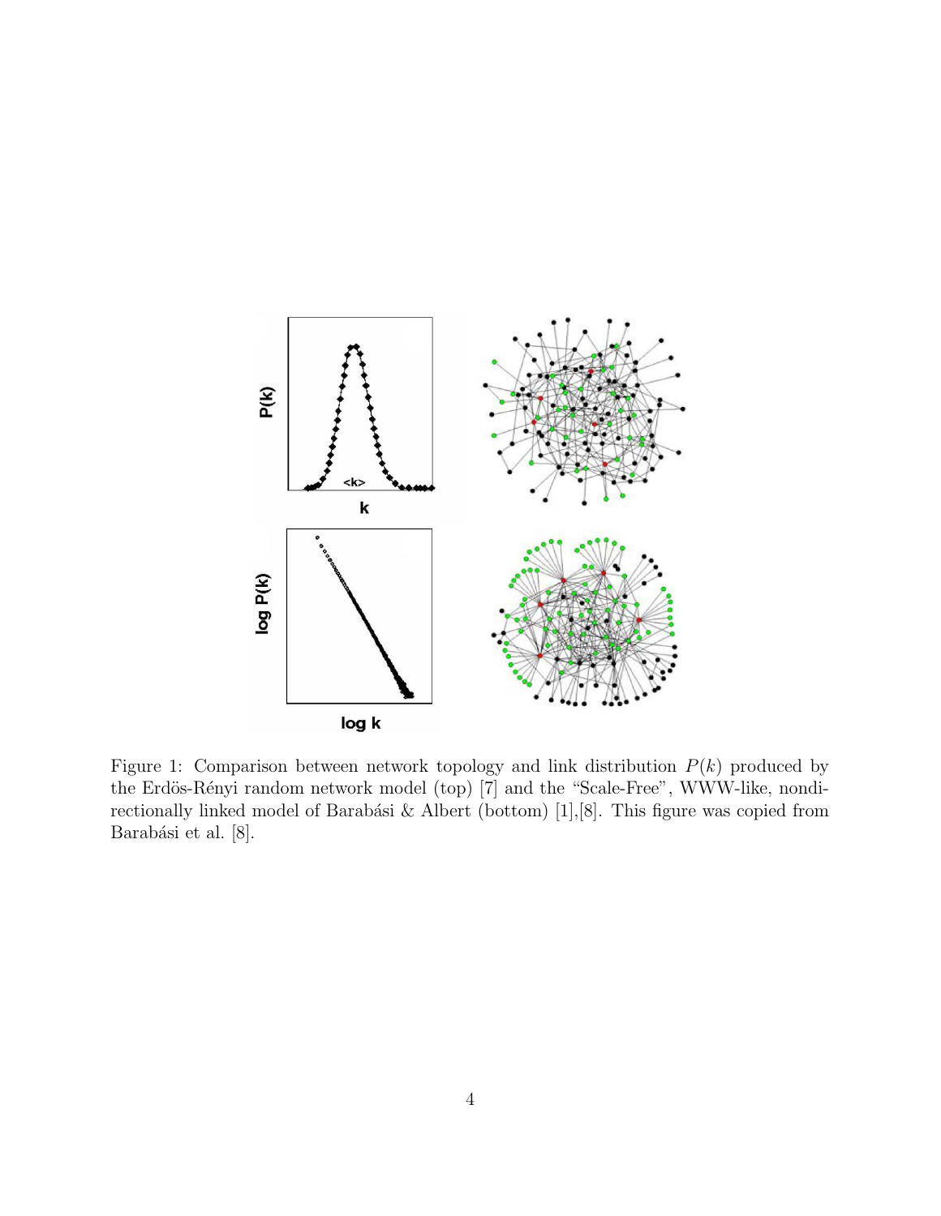Figure 1: Comparison between network topology and link distribution $P(k)$ produced by the Erdös-Rényi random network model (top) [7] and the "Scale-Free", WWW-like, nondirectionally linked model of Barabási & Albert (bottom) [1],[8]. This figure was copied from Barabási et al. [8].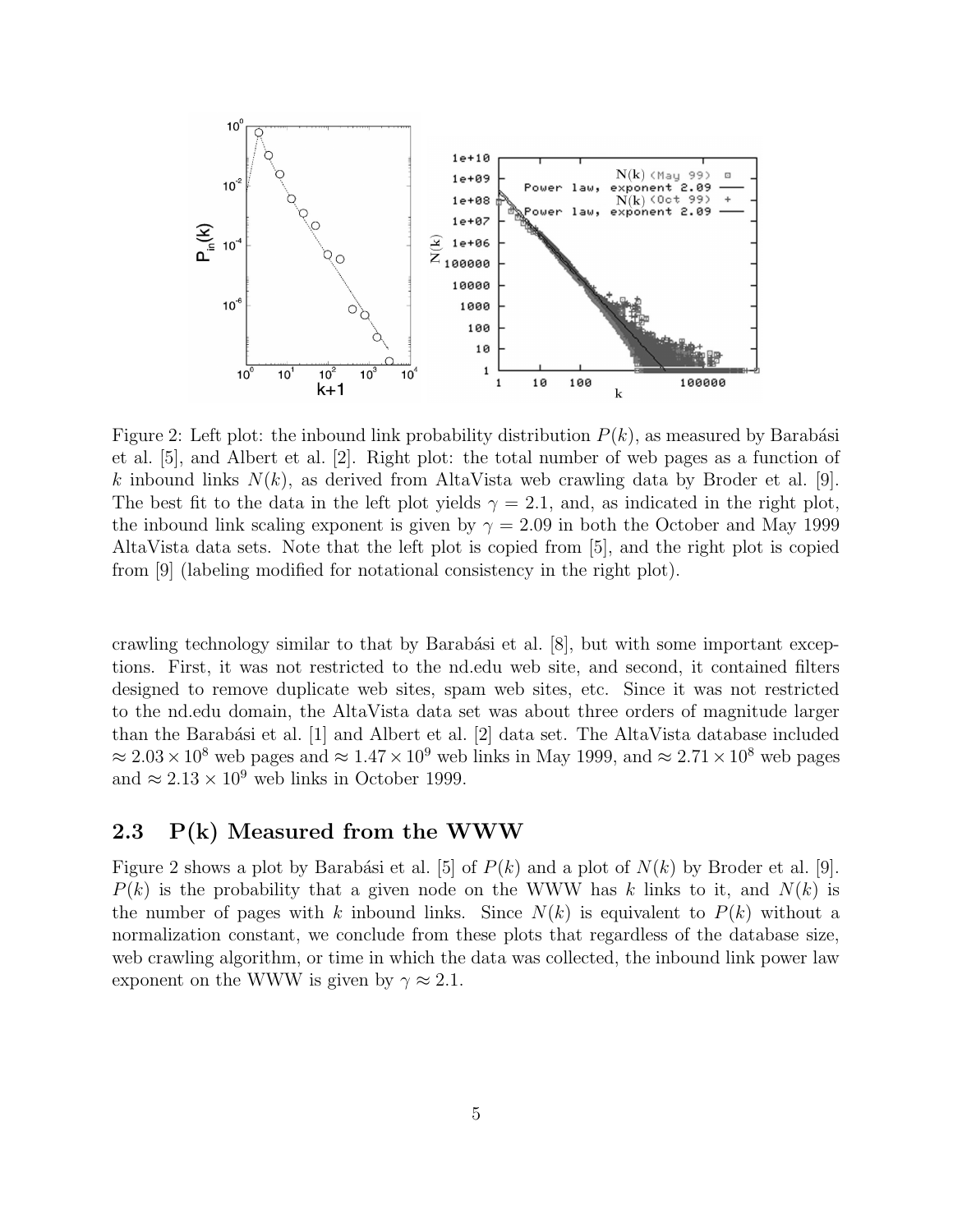Figure 2: Left plot: the inbound link probability distribution $P(k)$, as measured by Barabási et al. [5], and Albert et al. [2]. Right plot: the total number of web pages as a function of $k$ inbound links $N(k)$, as derived from AltaVista web crawling data by Broder et al. [9]. The best fit to the data in the left plot yields $\gamma = 2.1$, and, as indicated in the right plot, the inbound link scaling exponent is given by $\gamma = 2.09$ in both the October and May 1999 AltaVista data sets. Note that the left plot is copied from [5], and the right plot is copied from [9] (labeling modified for notational consistency in the right plot).

crawling technology similar to that by Barabási et al. [8], but with some important exceptions. First, it was not restricted to the nd.edu web site, and second, it contained filters designed to remove duplicate web sites, spam web sites, etc. Since it was not restricted to the nd.edu domain, the AltaVista data set was about three orders of magnitude larger than the Barabási et al. [1] and Albert et al. [2] data set. The AltaVista database included $\approx 2.03 \times 10^8$ web pages and $\approx 1.47 \times 10^9$ web links in May 1999, and $\approx 2.71 \times 10^8$ web pages and $\approx 2.13 \times 10^9$ web links in October 1999.

## 2.3 P(k) Measured from the WWW

Figure 2 shows a plot by Barabási et al. [5] of $P(k)$ and a plot of $N(k)$ by Broder et al. [9]. $P(k)$ is the probability that a given node on the WWW has $k$ links to it, and $N(k)$ is the number of pages with $k$ inbound links. Since $N(k)$ is equivalent to $P(k)$ without a normalization constant, we conclude from these plots that regardless of the database size, web crawling algorithm, or time in which the data was collected, the inbound link power law exponent on the WWW is given by $\gamma \approx 2.1$.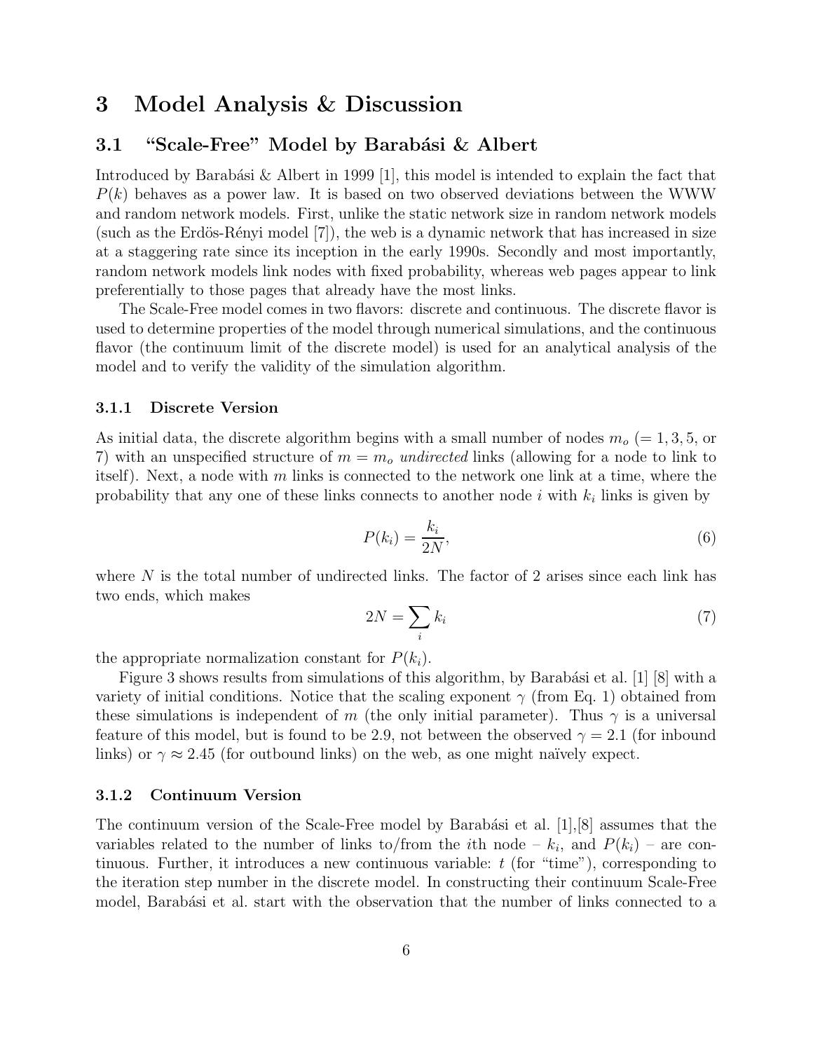# 3 Model Analysis & Discussion

## 3.1 "Scale-Free" Model by Barabási & Albert

Introduced by Barabási & Albert in 1999 [1], this model is intended to explain the fact that $P(k)$ behaves as a power law. It is based on two observed deviations between the WWW and random network models. First, unlike the static network size in random network models (such as the Erdös-Rényi model [7]), the web is a dynamic network that has increased in size at a staggering rate since its inception in the early 1990s. Secondly and most importantly, random network models link nodes with fixed probability, whereas web pages appear to link preferentially to those pages that already have the most links.

The Scale-Free model comes in two flavors: discrete and continuous. The discrete flavor is used to determine properties of the model through numerical simulations, and the continuous flavor (the continuum limit of the discrete model) is used for an analytical analysis of the model and to verify the validity of the simulation algorithm.

### 3.1.1 Discrete Version

As initial data, the discrete algorithm begins with a small number of nodes $m_o$ ($= 1, 3, 5$, or $7$) with an unspecified structure of $m = m_o$ *undirected* links (allowing for a node to link to itself). Next, a node with $m$ links is connected to the network one link at a time, where the probability that any one of these links connects to another node $i$ with $k_i$ links is given by

$$P(k_i) = \frac{k_i}{2N}, \tag{6}$$

where $N$ is the total number of undirected links. The factor of 2 arises since each link has two ends, which makes

$$2N = \sum_i k_i \tag{7}$$

the appropriate normalization constant for $P(k_i)$.

Figure 3 shows results from simulations of this algorithm, by Barabási et al. [1] [8] with a variety of initial conditions. Notice that the scaling exponent $\gamma$ (from Eq. 1) obtained from these simulations is independent of $m$ (the only initial parameter). Thus $\gamma$ is a universal feature of this model, but is found to be 2.9, not between the observed $\gamma = 2.1$ (for inbound links) or $\gamma \approx 2.45$ (for outbound links) on the web, as one might naïvely expect.

### 3.1.2 Continuum Version

The continuum version of the Scale-Free model by Barabási et al. [1],[8] assumes that the variables related to the number of links to/from the $i$th node – $k_i$, and $P(k_i)$ – are continuous. Further, it introduces a new continuous variable: $t$ (for "time"), corresponding to the iteration step number in the discrete model. In constructing their continuum Scale-Free model, Barabási et al. start with the observation that the number of links connected to a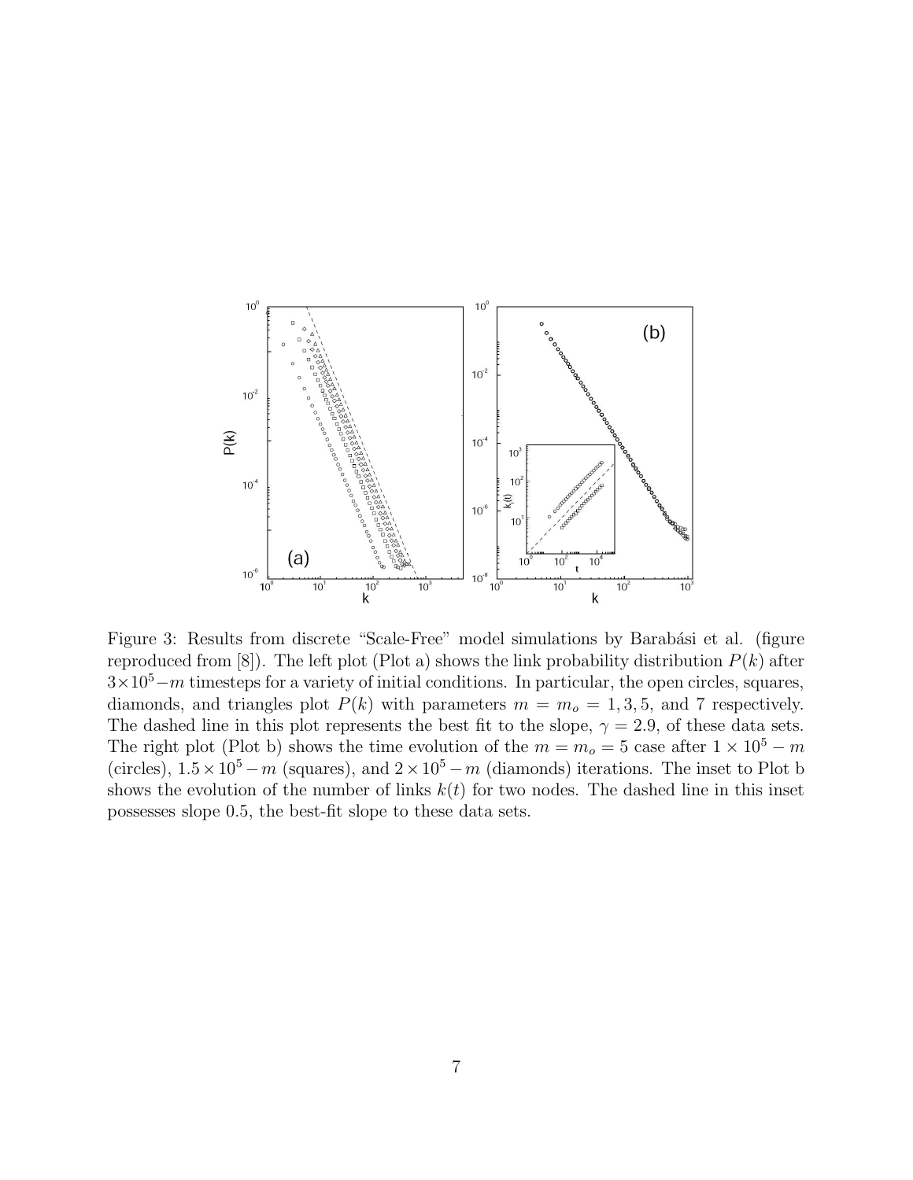Figure 3: Results from discrete "Scale-Free" model simulations by Barabási et al. (figure reproduced from [8]). The left plot (Plot a) shows the link probability distribution $P(k)$ after $3 \times 10^5 - m$ timesteps for a variety of initial conditions. In particular, the open circles, squares, diamonds, and triangles plot $P(k)$ with parameters $m = m_o = 1, 3, 5$, and 7 respectively. The dashed line in this plot represents the best fit to the slope, $\gamma = 2.9$, of these data sets. The right plot (Plot b) shows the time evolution of the $m = m_o = 5$ case after $1 \times 10^5 - m$ (circles), $1.5 \times 10^5 - m$ (squares), and $2 \times 10^5 - m$ (diamonds) iterations. The inset to Plot b shows the evolution of the number of links $k(t)$ for two nodes. The dashed line in this inset possesses slope 0.5, the best-fit slope to these data sets.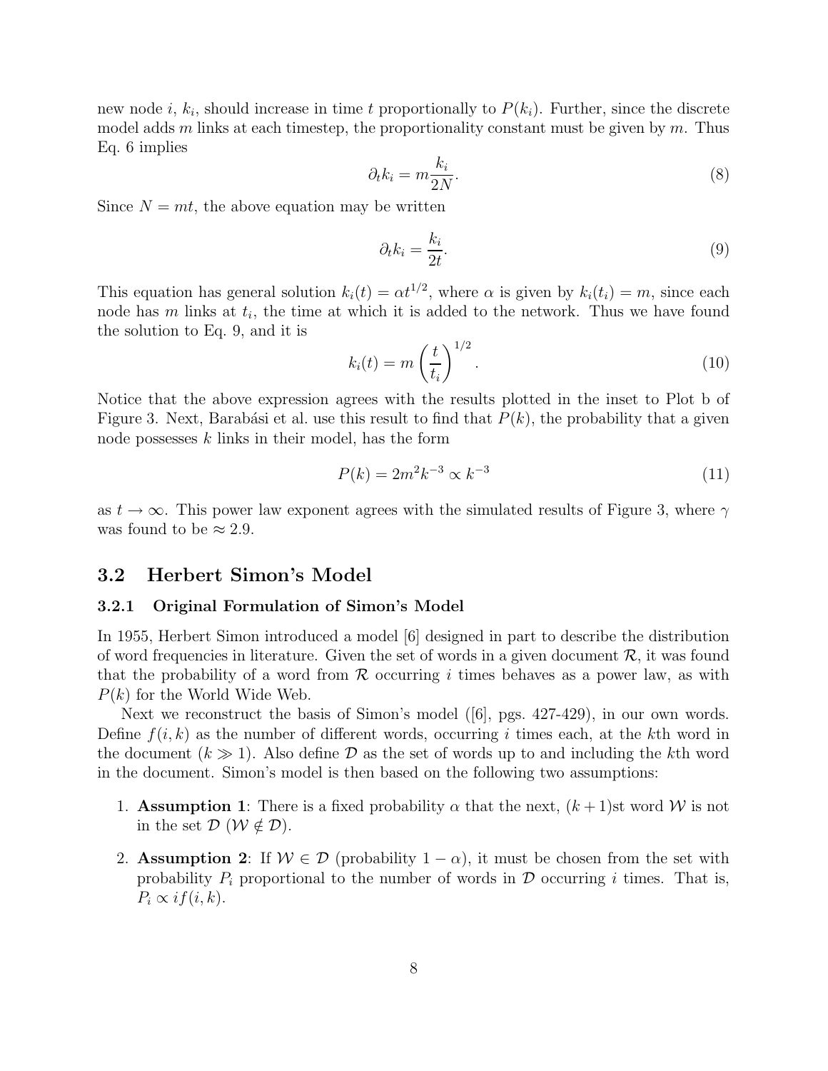new node $i$, $k_i$, should increase in time $t$ proportionally to $P(k_i)$. Further, since the discrete model adds $m$ links at each timestep, the proportionality constant must be given by $m$. Thus Eq. 6 implies

$$\partial_t k_i = m \frac{k_i}{2N}. \tag{8}$$

Since $N = mt$, the above equation may be written

$$\partial_t k_i = \frac{k_i}{2t}. \tag{9}$$

This equation has general solution $k_i(t) = \alpha t^{1/2}$, where $\alpha$ is given by $k_i(t_i) = m$, since each node has $m$ links at $t_i$, the time at which it is added to the network. Thus we have found the solution to Eq. 9, and it is

$$k_i(t) = m \left( \frac{t}{t_i} \right)^{1/2}. \tag{10}$$

Notice that the above expression agrees with the results plotted in the inset to Plot b of Figure 3. Next, Barabási et al. use this result to find that $P(k)$, the probability that a given node possesses $k$ links in their model, has the form

$$P(k) = 2m^2 k^{-3} \propto k^{-3} \tag{11}$$

as $t \to \infty$. This power law exponent agrees with the simulated results of Figure 3, where $\gamma$ was found to be $\approx 2.9$.

## 3.2 Herbert Simon's Model

### 3.2.1 Original Formulation of Simon's Model

In 1955, Herbert Simon introduced a model [6] designed in part to describe the distribution of word frequencies in literature. Given the set of words in a given document $\mathcal{R}$, it was found that the probability of a word from $\mathcal{R}$ occurring $i$ times behaves as a power law, as with $P(k)$ for the World Wide Web.

Next we reconstruct the basis of Simon's model ([6], pgs. 427-429), in our own words. Define $f(i, k)$ as the number of different words, occurring $i$ times each, at the $k$th word in the document ($k \gg 1$). Also define $\mathcal{D}$ as the set of words up to and including the $k$th word in the document. Simon's model is then based on the following two assumptions:

1. **Assumption 1**: There is a fixed probability $\alpha$ that the next, $(k+1)$st word $\mathcal{W}$ is not in the set $\mathcal{D}$ ($\mathcal{W} \notin \mathcal{D}$).
2. **Assumption 2**: If $\mathcal{W} \in \mathcal{D}$ (probability $1 - \alpha$), it must be chosen from the set with probability $P_i$ proportional to the number of words in $\mathcal{D}$ occurring $i$ times. That is, $P_i \propto i f(i, k)$.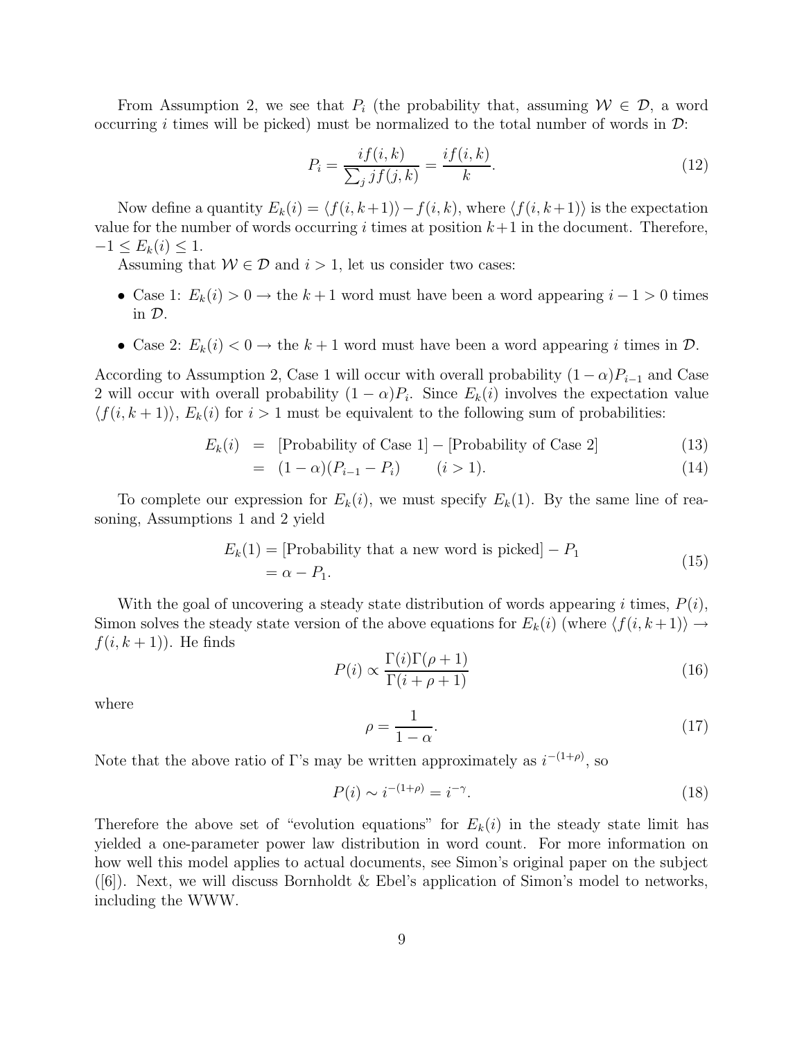From Assumption 2, we see that $P_i$ (the probability that, assuming $\mathcal{W} \in \mathcal{D}$, a word occurring $i$ times will be picked) must be normalized to the total number of words in $\mathcal{D}$:

$$P_i = \frac{if(i,k)}{\sum_j jf(j,k)} = \frac{if(i,k)}{k}. \tag{12}$$

Now define a quantity $E_k(i) = \langle f(i, k+1) \rangle - f(i, k)$, where $\langle f(i, k+1) \rangle$ is the expectation value for the number of words occurring $i$ times at position $k+1$ in the document. Therefore, $-1 \leq E_k(i) \leq 1$.

Assuming that $\mathcal{W} \in \mathcal{D}$ and $i > 1$, let us consider two cases:

- Case 1: $E_k(i) > 0 \rightarrow$ the $k+1$ word must have been a word appearing $i - 1 > 0$ times in $\mathcal{D}$.
- Case 2: $E_k(i) < 0 \rightarrow$ the $k+1$ word must have been a word appearing $i$ times in $\mathcal{D}$.

According to Assumption 2, Case 1 will occur with overall probability $(1-\alpha)P_{i-1}$ and Case 2 will occur with overall probability $(1-\alpha)P_i$. Since $E_k(i)$ involves the expectation value $\langle f(i, k+1) \rangle$, $E_k(i)$ for $i > 1$ must be equivalent to the following sum of probabilities:

$$\begin{aligned} E_k(i) &= \text{[Probability of Case 1]} - \text{[Probability of Case 2]} && (13) \\ &= (1-\alpha)(P_{i-1} - P_i) \qquad (i > 1). && (14) \end{aligned}$$

To complete our expression for $E_k(i)$, we must specify $E_k(1)$. By the same line of reasoning, Assumptions 1 and 2 yield

$$\begin{aligned} E_k(1) &= \text{[Probability that a new word is picked]} - P_1 \\ &= \alpha - P_1. \end{aligned} \tag{15}$$

With the goal of uncovering a steady state distribution of words appearing $i$ times, $P(i)$, Simon solves the steady state version of the above equations for $E_k(i)$ (where $\langle f(i, k+1) \rangle \rightarrow f(i, k+1)$). He finds

$$P(i) \propto \frac{\Gamma(i)\Gamma(\rho+1)}{\Gamma(i+\rho+1)} \tag{16}$$

where

$$\rho = \frac{1}{1-\alpha}. \tag{17}$$

Note that the above ratio of $\Gamma$'s may be written approximately as $i^{-(1+\rho)}$, so

$$P(i) \sim i^{-(1+\rho)} = i^{-\gamma}. \tag{18}$$

Therefore the above set of "evolution equations" for $E_k(i)$ in the steady state limit has yielded a one-parameter power law distribution in word count. For more information on how well this model applies to actual documents, see Simon's original paper on the subject ([6]). Next, we will discuss Bornholdt & Ebel's application of Simon's model to networks, including the WWW.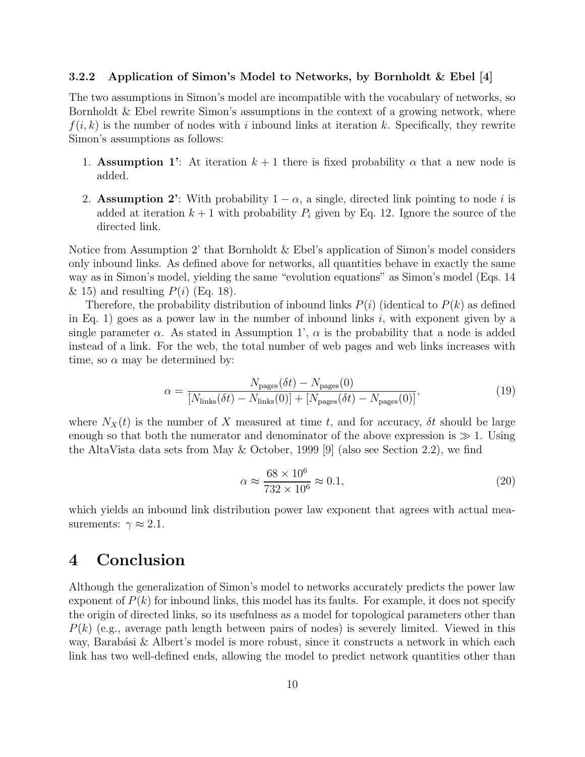#### 3.2.2 Application of Simon's Model to Networks, by Bornholdt & Ebel [4]

The two assumptions in Simon's model are incompatible with the vocabulary of networks, so Bornholdt & Ebel rewrite Simon's assumptions in the context of a growing network, where $f(i, k)$ is the number of nodes with $i$ inbound links at iteration $k$. Specifically, they rewrite Simon's assumptions as follows:

1. **Assumption 1'**: At iteration $k + 1$ there is fixed probability $\alpha$ that a new node is added.
2. **Assumption 2'**: With probability $1 - \alpha$, a single, directed link pointing to node $i$ is added at iteration $k + 1$ with probability $P_i$ given by Eq. 12. Ignore the source of the directed link.

Notice from Assumption 2' that Bornholdt & Ebel's application of Simon's model considers only inbound links. As defined above for networks, all quantities behave in exactly the same way as in Simon's model, yielding the same "evolution equations" as Simon's model (Eqs. 14 & 15) and resulting $P(i)$ (Eq. 18).

Therefore, the probability distribution of inbound links $P(i)$ (identical to $P(k)$ as defined in Eq. 1) goes as a power law in the number of inbound links $i$, with exponent given by a single parameter $\alpha$. As stated in Assumption 1', $\alpha$ is the probability that a node is added instead of a link. For the web, the total number of web pages and web links increases with time, so $\alpha$ may be determined by:

$$\alpha = \frac{N_{\text{pages}}(\delta t) - N_{\text{pages}}(0)}{[N_{\text{links}}(\delta t) - N_{\text{links}}(0)] + [N_{\text{pages}}(\delta t) - N_{\text{pages}}(0)]}, \tag{19}$$

where $N_X(t)$ is the number of $X$ measured at time $t$, and for accuracy, $\delta t$ should be large enough so that both the numerator and denominator of the above expression is $\gg 1$. Using the AltaVista data sets from May & October, 1999 [9] (also see Section 2.2), we find

$$\alpha \approx \frac{68 \times 10^6}{732 \times 10^6} \approx 0.1, \tag{20}$$

which yields an inbound link distribution power law exponent that agrees with actual measurements: $\gamma \approx 2.1$.

# 4 Conclusion

Although the generalization of Simon's model to networks accurately predicts the power law exponent of $P(k)$ for inbound links, this model has its faults. For example, it does not specify the origin of directed links, so its usefulness as a model for topological parameters other than $P(k)$ (e.g., average path length between pairs of nodes) is severely limited. Viewed in this way, Barabási & Albert's model is more robust, since it constructs a network in which each link has two well-defined ends, allowing the model to predict network quantities other than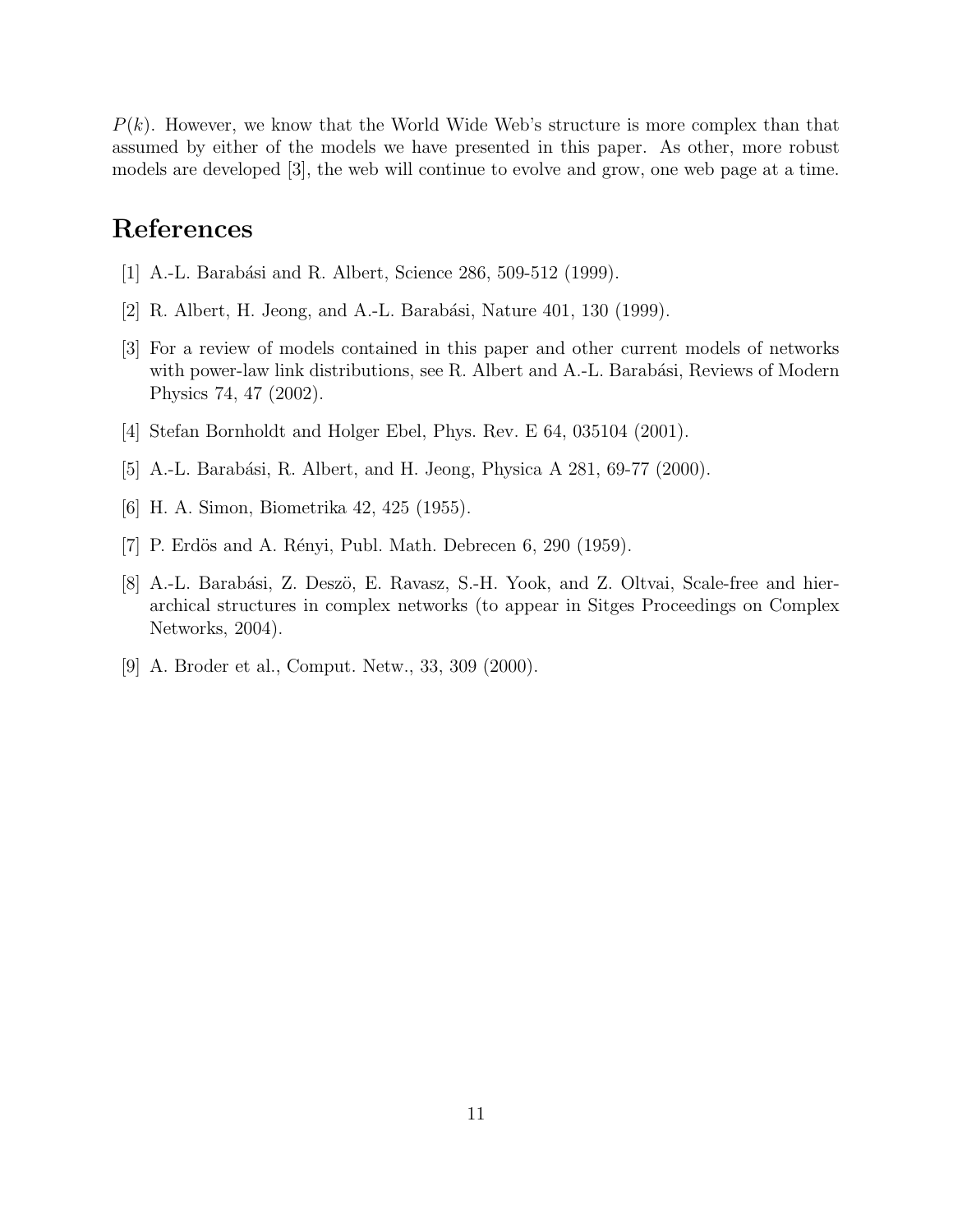$P(k)$. However, we know that the World Wide Web's structure is more complex than that assumed by either of the models we have presented in this paper. As other, more robust models are developed [3], the web will continue to evolve and grow, one web page at a time.

# References

[1] A.-L. Barabási and R. Albert, Science 286, 509-512 (1999).

[2] R. Albert, H. Jeong, and A.-L. Barabási, Nature 401, 130 (1999).

[3] For a review of models contained in this paper and other current models of networks with power-law link distributions, see R. Albert and A.-L. Barabási, Reviews of Modern Physics 74, 47 (2002).

[4] Stefan Bornholdt and Holger Ebel, Phys. Rev. E 64, 035104 (2001).

[5] A.-L. Barabási, R. Albert, and H. Jeong, Physica A 281, 69-77 (2000).

[6] H. A. Simon, Biometrika 42, 425 (1955).

[7] P. Erdös and A. Rényi, Publ. Math. Debrecen 6, 290 (1959).

[8] A.-L. Barabási, Z. Deszö, E. Ravasz, S.-H. Yook, and Z. Oltvai, Scale-free and hierarchical structures in complex networks (to appear in Sitges Proceedings on Complex Networks, 2004).

[9] A. Broder et al., Comput. Netw., 33, 309 (2000).